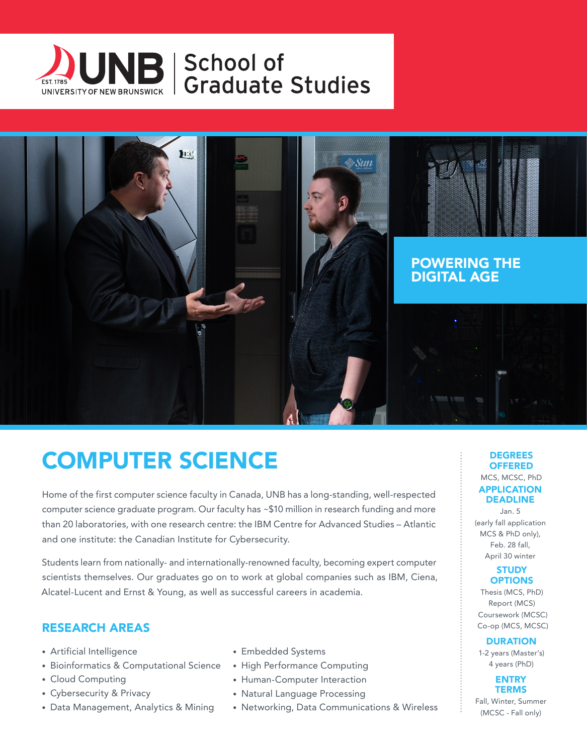UNB EST. 1785 UNIVERSITY OF NEW BRUNSWICK | School of Graduate Studies

POWERING THE DIGITAL AGE

# COMPUTER SCIENCE

Home of the first computer science faculty in Canada, UNB has a long-standing, well-respected computer science graduate program. Our faculty has ~$10 million in research funding and more than 20 laboratories, with one research centre: the IBM Centre for Advanced Studies – Atlantic and one institute: the Canadian Institute for Cybersecurity.

Students learn from nationally- and internationally-renowned faculty, becoming expert computer scientists themselves. Our graduates go on to work at global companies such as IBM, Ciena, Alcatel-Lucent and Ernst & Young, as well as successful careers in academia.

## RESEARCH AREAS

- Artificial Intelligence
- Bioinformatics & Computational Science
- Cloud Computing
- Cybersecurity & Privacy
- Data Management, Analytics & Mining
- Embedded Systems
- High Performance Computing
- Human-Computer Interaction
- Natural Language Processing
- Networking, Data Communications & Wireless

### DEGREES OFFERED

MCS, MCSC, PhD

### APPLICATION DEADLINE

Jan. 5 (early fall application MCS & PhD only), Feb. 28 fall, April 30 winter

### STUDY OPTIONS

Thesis (MCS, PhD)
Report (MCS)
Coursework (MCSC)
Co-op (MCS, MCSC)

### DURATION

1-2 years (Master's)
4 years (PhD)

### ENTRY TERMS

Fall, Winter, Summer (MCSC - Fall only)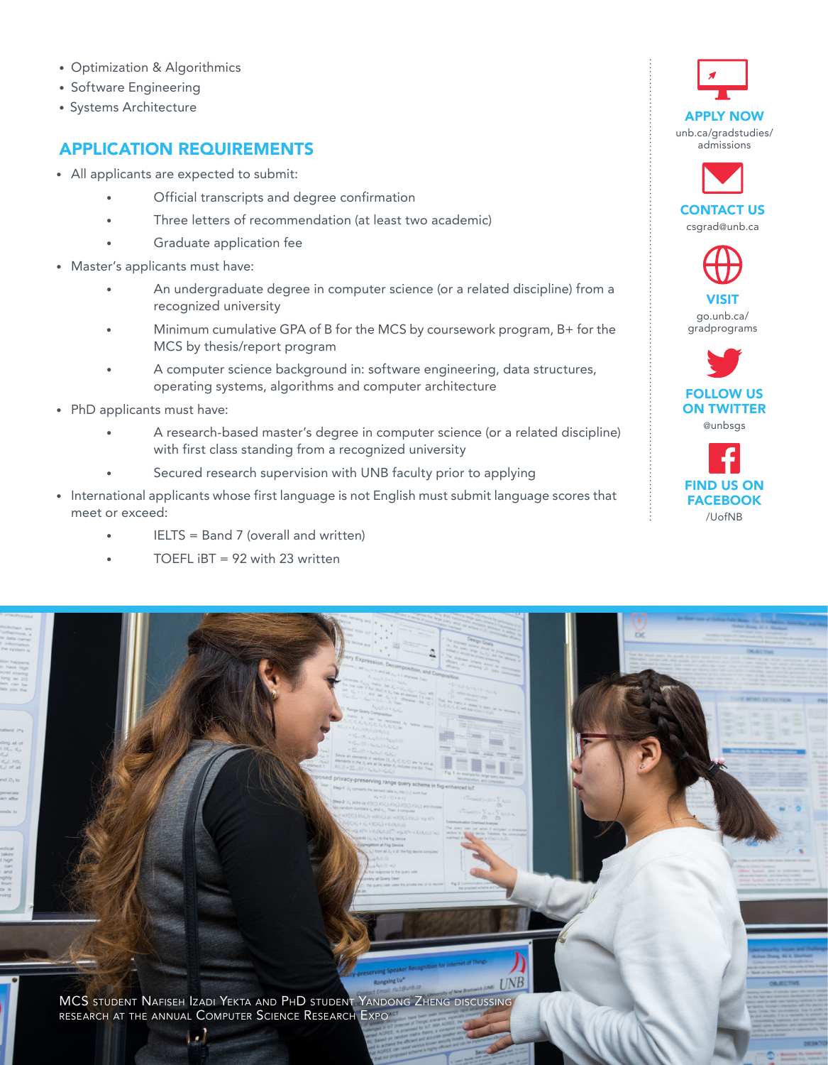- Optimization & Algorithmics
- Software Engineering
- Systems Architecture

## APPLICATION REQUIREMENTS

- All applicants are expected to submit:
  - Official transcripts and degree confirmation
  - Three letters of recommendation (at least two academic)
  - Graduate application fee
- Master's applicants must have:
  - An undergraduate degree in computer science (or a related discipline) from a recognized university
  - Minimum cumulative GPA of B for the MCS by coursework program, B+ for the MCS by thesis/report program
  - A computer science background in: software engineering, data structures, operating systems, algorithms and computer architecture
- PhD applicants must have:
  - A research-based master's degree in computer science (or a related discipline) with first class standing from a recognized university
  - Secured research supervision with UNB faculty prior to applying
- International applicants whose first language is not English must submit language scores that meet or exceed:
  - IELTS = Band 7 (overall and written)
  - TOEFL iBT = 92 with 23 written

**APPLY NOW**
unb.ca/gradstudies/admissions

**CONTACT US**
csgrad@unb.ca

**VISIT**
go.unb.ca/gradprograms

**FOLLOW US ON TWITTER**
@unbsgs

**FIND US ON FACEBOOK**
/UofNB

MCS student Nafiseh Izadi Yekta and PhD student Yandong Zheng discussing research at the annual Computer Science Research Expo